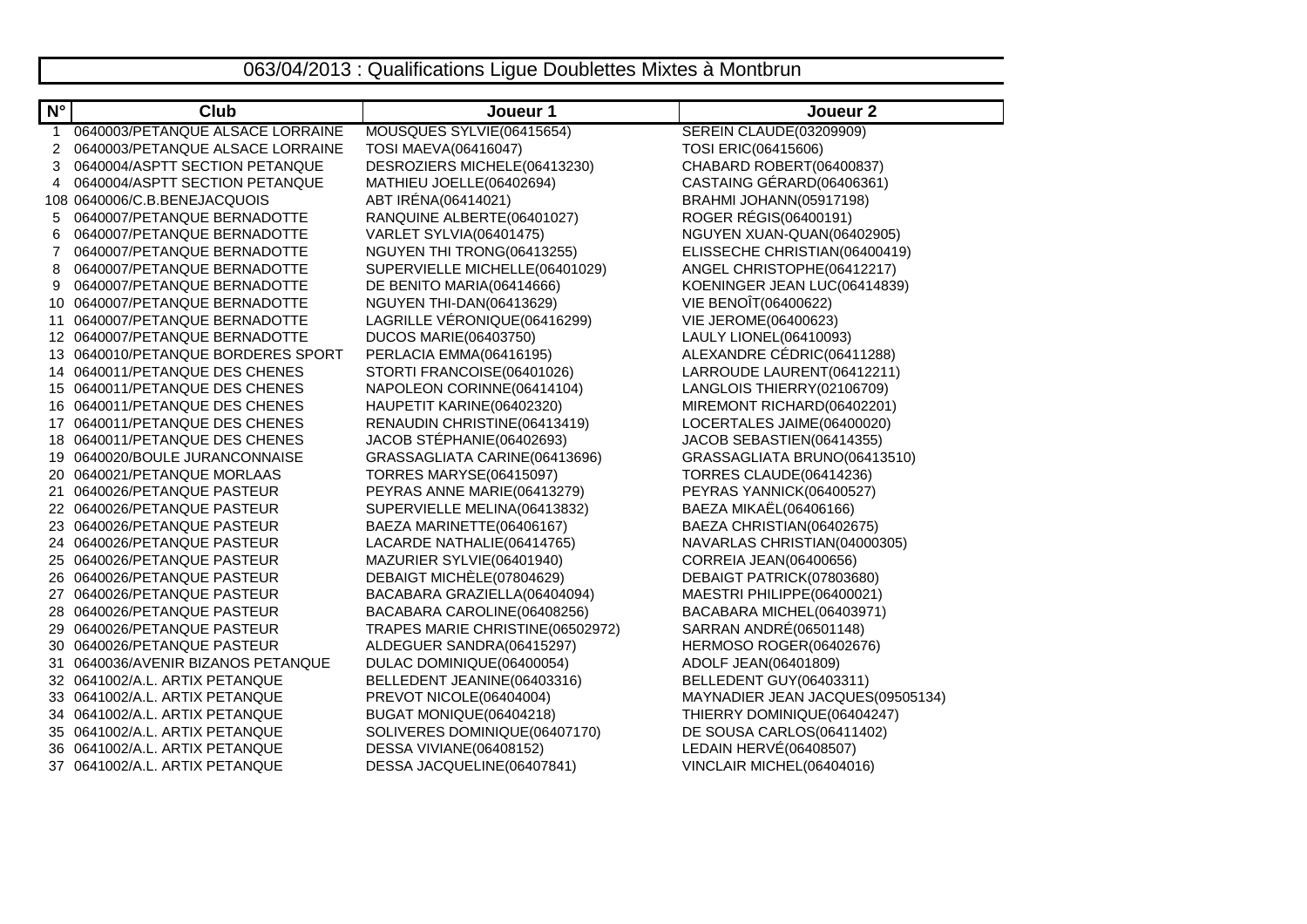# 063/04/2013 : Qualifications Ligue Doublettes Mixtes à Montbrun

| N° | Club | Joueur 1 | Joueur 2 |
|---|---|---|---|
| 1 | 0640003/PETANQUE ALSACE LORRAINE | MOUSQUES SYLVIE(06415654) | SEREIN CLAUDE(03209909) |
| 2 | 0640003/PETANQUE ALSACE LORRAINE | TOSI MAEVA(06416047) | TOSI ERIC(06415606) |
| 3 | 0640004/ASPTT SECTION PETANQUE | DESROZIERS MICHELE(06413230) | CHABARD ROBERT(06400837) |
| 4 | 0640004/ASPTT SECTION PETANQUE | MATHIEU JOELLE(06402694) | CASTAING GÉRARD(06406361) |
| 108 | 0640006/C.B.BENEJACQUOIS | ABT IRÉNA(06414021) | BRAHMI JOHANN(05917198) |
| 5 | 0640007/PETANQUE BERNADOTTE | RANQUINE ALBERTE(06401027) | ROGER RÉGIS(06400191) |
| 6 | 0640007/PETANQUE BERNADOTTE | VARLET SYLVIA(06401475) | NGUYEN XUAN-QUAN(06402905) |
| 7 | 0640007/PETANQUE BERNADOTTE | NGUYEN THI TRONG(06413255) | ELISSECHE CHRISTIAN(06400419) |
| 8 | 0640007/PETANQUE BERNADOTTE | SUPERVIELLE MICHELLE(06401029) | ANGEL CHRISTOPHE(06412217) |
| 9 | 0640007/PETANQUE BERNADOTTE | DE BENITO MARIA(06414666) | KOENINGER JEAN LUC(06414839) |
| 10 | 0640007/PETANQUE BERNADOTTE | NGUYEN THI-DAN(06413629) | VIE BENOÎT(06400622) |
| 11 | 0640007/PETANQUE BERNADOTTE | LAGRILLE VÉRONIQUE(06416299) | VIE JEROME(06400623) |
| 12 | 0640007/PETANQUE BERNADOTTE | DUCOS MARIE(06403750) | LAULY LIONEL(06410093) |
| 13 | 0640010/PETANQUE BORDERES SPORT | PERLACIA EMMA(06416195) | ALEXANDRE CÉDRIC(06411288) |
| 14 | 0640011/PETANQUE DES CHENES | STORTI FRANCOISE(06401026) | LARROUDE LAURENT(06412211) |
| 15 | 0640011/PETANQUE DES CHENES | NAPOLEON CORINNE(06414104) | LANGLOIS THIERRY(02106709) |
| 16 | 0640011/PETANQUE DES CHENES | HAUPETIT KARINE(06402320) | MIREMONT RICHARD(06402201) |
| 17 | 0640011/PETANQUE DES CHENES | RENAUDIN CHRISTINE(06413419) | LOCERTALES JAIME(06400020) |
| 18 | 0640011/PETANQUE DES CHENES | JACOB STÉPHANIE(06402693) | JACOB SEBASTIEN(06414355) |
| 19 | 0640020/BOULE JURANCONNAISE | GRASSAGLIATA CARINE(06413696) | GRASSAGLIATA BRUNO(06413510) |
| 20 | 0640021/PETANQUE MORLAAS | TORRES MARYSE(06415097) | TORRES CLAUDE(06414236) |
| 21 | 0640026/PETANQUE PASTEUR | PEYRAS ANNE MARIE(06413279) | PEYRAS YANNICK(06400527) |
| 22 | 0640026/PETANQUE PASTEUR | SUPERVIELLE MELINA(06413832) | BAEZA MIKAËL(06406166) |
| 23 | 0640026/PETANQUE PASTEUR | BAEZA MARINETTE(06406167) | BAEZA CHRISTIAN(06402675) |
| 24 | 0640026/PETANQUE PASTEUR | LACARDE NATHALIE(06414765) | NAVARLAS CHRISTIAN(04000305) |
| 25 | 0640026/PETANQUE PASTEUR | MAZURIER SYLVIE(06401940) | CORREIA JEAN(06400656) |
| 26 | 0640026/PETANQUE PASTEUR | DEBAIGT MICHÈLE(07804629) | DEBAIGT PATRICK(07803680) |
| 27 | 0640026/PETANQUE PASTEUR | BACABARA GRAZIELLA(06404094) | MAESTRI PHILIPPE(06400021) |
| 28 | 0640026/PETANQUE PASTEUR | BACABARA CAROLINE(06408256) | BACABARA MICHEL(06403971) |
| 29 | 0640026/PETANQUE PASTEUR | TRAPES MARIE CHRISTINE(06502972) | SARRAN ANDRÉ(06501148) |
| 30 | 0640026/PETANQUE PASTEUR | ALDEGUER SANDRA(06415297) | HERMOSO ROGER(06402676) |
| 31 | 0640036/AVENIR BIZANOS PETANQUE | DULAC DOMINIQUE(06400054) | ADOLF JEAN(06401809) |
| 32 | 0641002/A.L. ARTIX PETANQUE | BELLEDENT JEANINE(06403316) | BELLEDENT GUY(06403311) |
| 33 | 0641002/A.L. ARTIX PETANQUE | PREVOT NICOLE(06404004) | MAYNADIER JEAN JACQUES(09505134) |
| 34 | 0641002/A.L. ARTIX PETANQUE | BUGAT MONIQUE(06404218) | THIERRY DOMINIQUE(06404247) |
| 35 | 0641002/A.L. ARTIX PETANQUE | SOLIVERES DOMINIQUE(06407170) | DE SOUSA CARLOS(06411402) |
| 36 | 0641002/A.L. ARTIX PETANQUE | DESSA VIVIANE(06408152) | LEDAIN HERVÉ(06408507) |
| 37 | 0641002/A.L. ARTIX PETANQUE | DESSA JACQUELINE(06407841) | VINCLAIR MICHEL(06404016) |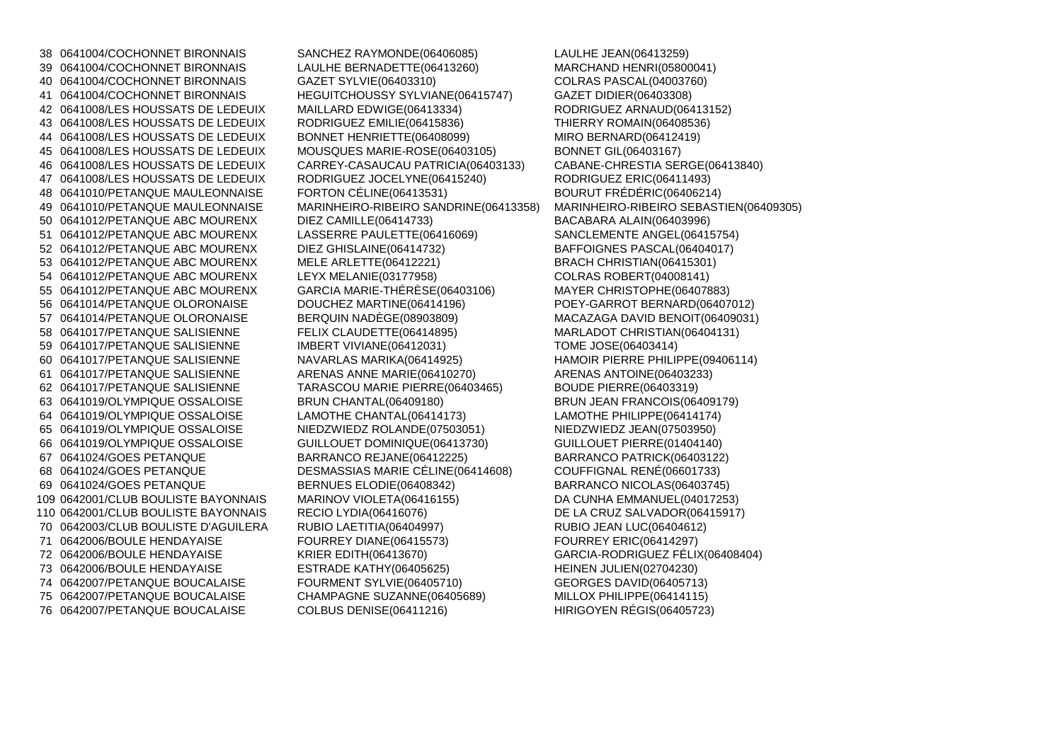| | | | |
|---|---|---|---|
| 38 | 0641004/COCHONNET BIRONNAIS | SANCHEZ RAYMONDE(06406085) | LAULHE JEAN(06413259) |
| 39 | 0641004/COCHONNET BIRONNAIS | LAULHE BERNADETTE(06413260) | MARCHAND HENRI(05800041) |
| 40 | 0641004/COCHONNET BIRONNAIS | GAZET SYLVIE(06403310) | COLRAS PASCAL(04003760) |
| 41 | 0641004/COCHONNET BIRONNAIS | HEGUITCHOUSSY SYLVIANE(06415747) | GAZET DIDIER(06403308) |
| 42 | 0641008/LES HOUSSATS DE LEDEUIX | MAILLARD EDWIGE(06413334) | RODRIGUEZ ARNAUD(06413152) |
| 43 | 0641008/LES HOUSSATS DE LEDEUIX | RODRIGUEZ EMILIE(06415836) | THIERRY ROMAIN(06408536) |
| 44 | 0641008/LES HOUSSATS DE LEDEUIX | BONNET HENRIETTE(06408099) | MIRO BERNARD(06412419) |
| 45 | 0641008/LES HOUSSATS DE LEDEUIX | MOUSQUES MARIE-ROSE(06403105) | BONNET GIL(06403167) |
| 46 | 0641008/LES HOUSSATS DE LEDEUIX | CARREY-CASAUCAU PATRICIA(06403133) | CABANE-CHRESTIA SERGE(06413840) |
| 47 | 0641008/LES HOUSSATS DE LEDEUIX | RODRIGUEZ JOCELYNE(06415240) | RODRIGUEZ ERIC(06411493) |
| 48 | 0641010/PETANQUE MAULEONNAISE | FORTON CÉLINE(06413531) | BOURUT FRÉDÉRIC(06406214) |
| 49 | 0641010/PETANQUE MAULEONNAISE | MARINHEIRO-RIBEIRO SANDRINE(06413358) | MARINHEIRO-RIBEIRO SEBASTIEN(06409305) |
| 50 | 0641012/PETANQUE ABC MOURENX | DIEZ CAMILLE(06414733) | BACABARA ALAIN(06403996) |
| 51 | 0641012/PETANQUE ABC MOURENX | LASSERRE PAULETTE(06416069) | SANCLEMENTE ANGEL(06415754) |
| 52 | 0641012/PETANQUE ABC MOURENX | DIEZ GHISLAINE(06414732) | BAFFOIGNES PASCAL(06404017) |
| 53 | 0641012/PETANQUE ABC MOURENX | MELE ARLETTE(06412221) | BRACH CHRISTIAN(06415301) |
| 54 | 0641012/PETANQUE ABC MOURENX | LEYX MELANIE(03177958) | COLRAS ROBERT(04008141) |
| 55 | 0641012/PETANQUE ABC MOURENX | GARCIA MARIE-THÉRÈSE(06403106) | MAYER CHRISTOPHE(06407883) |
| 56 | 0641014/PETANQUE OLORONAISE | DOUCHEZ MARTINE(06414196) | POEY-GARROT BERNARD(06407012) |
| 57 | 0641014/PETANQUE OLORONAISE | BERQUIN NADÈGE(08903809) | MACAZAGA DAVID BENOIT(06409031) |
| 58 | 0641017/PETANQUE SALISIENNE | FELIX CLAUDETTE(06414895) | MARLADOT CHRISTIAN(06404131) |
| 59 | 0641017/PETANQUE SALISIENNE | IMBERT VIVIANE(06412031) | TOME JOSE(06403414) |
| 60 | 0641017/PETANQUE SALISIENNE | NAVARLAS MARIKA(06414925) | HAMOIR PIERRE PHILIPPE(09406114) |
| 61 | 0641017/PETANQUE SALISIENNE | ARENAS ANNE MARIE(06410270) | ARENAS ANTOINE(06403233) |
| 62 | 0641017/PETANQUE SALISIENNE | TARASCOU MARIE PIERRE(06403465) | BOUDE PIERRE(06403319) |
| 63 | 0641019/OLYMPIQUE OSSALOISE | BRUN CHANTAL(06409180) | BRUN JEAN FRANCOIS(06409179) |
| 64 | 0641019/OLYMPIQUE OSSALOISE | LAMOTHE CHANTAL(06414173) | LAMOTHE PHILIPPE(06414174) |
| 65 | 0641019/OLYMPIQUE OSSALOISE | NIEDZWIEDZ ROLANDE(07503051) | NIEDZWIEDZ JEAN(07503950) |
| 66 | 0641019/OLYMPIQUE OSSALOISE | GUILLOUET DOMINIQUE(06413730) | GUILLOUET PIERRE(01404140) |
| 67 | 0641024/GOES PETANQUE | BARRANCO REJANE(06412225) | BARRANCO PATRICK(06403122) |
| 68 | 0641024/GOES PETANQUE | DESMASSIAS MARIE CÉLINE(06414608) | COUFFIGNAL RENÉ(06601733) |
| 69 | 0641024/GOES PETANQUE | BERNUES ELODIE(06408342) | BARRANCO NICOLAS(06403745) |
| 109 | 0642001/CLUB BOULISTE BAYONNAIS | MARINOV VIOLETA(06416155) | DA CUNHA EMMANUEL(04017253) |
| 110 | 0642001/CLUB BOULISTE BAYONNAIS | RECIO LYDIA(06416076) | DE LA CRUZ SALVADOR(06415917) |
| 70 | 0642003/CLUB BOULISTE D'AGUILERA | RUBIO LAETITIA(06404997) | RUBIO JEAN LUC(06404612) |
| 71 | 0642006/BOULE HENDAYAISE | FOURREY DIANE(06415573) | FOURREY ERIC(06414297) |
| 72 | 0642006/BOULE HENDAYAISE | KRIER EDITH(06413670) | GARCIA-RODRIGUEZ FÉLIX(06408404) |
| 73 | 0642006/BOULE HENDAYAISE | ESTRADE KATHY(06405625) | HEINEN JULIEN(02704230) |
| 74 | 0642007/PETANQUE BOUCALAISE | FOURMENT SYLVIE(06405710) | GEORGES DAVID(06405713) |
| 75 | 0642007/PETANQUE BOUCALAISE | CHAMPAGNE SUZANNE(06405689) | MILLOX PHILIPPE(06414115) |
| 76 | 0642007/PETANQUE BOUCALAISE | COLBUS DENISE(06411216) | HIRIGOYEN RÉGIS(06405723) |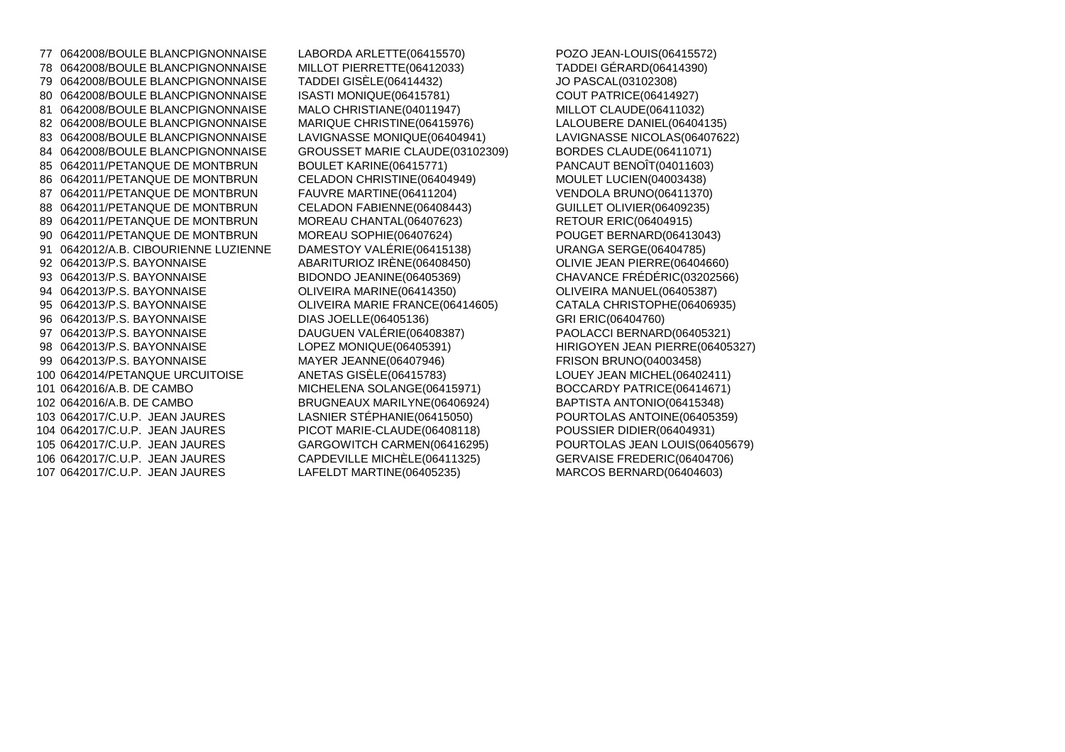| | | | |
|---|---|---|---|
| 77 | 0642008/BOULE BLANCPIGNONNAISE | LABORDA ARLETTE(06415570) | POZO JEAN-LOUIS(06415572) |
| 78 | 0642008/BOULE BLANCPIGNONNAISE | MILLOT PIERRETTE(06412033) | TADDEI GÉRARD(06414390) |
| 79 | 0642008/BOULE BLANCPIGNONNAISE | TADDEI GISÈLE(06414432) | JO PASCAL(03102308) |
| 80 | 0642008/BOULE BLANCPIGNONNAISE | ISASTI MONIQUE(06415781) | COUT PATRICE(06414927) |
| 81 | 0642008/BOULE BLANCPIGNONNAISE | MALO CHRISTIANE(04011947) | MILLOT CLAUDE(06411032) |
| 82 | 0642008/BOULE BLANCPIGNONNAISE | MARIQUE CHRISTINE(06415976) | LALOUBERE DANIEL(06404135) |
| 83 | 0642008/BOULE BLANCPIGNONNAISE | LAVIGNASSE MONIQUE(06404941) | LAVIGNASSE NICOLAS(06407622) |
| 84 | 0642008/BOULE BLANCPIGNONNAISE | GROUSSET MARIE CLAUDE(03102309) | BORDES CLAUDE(06411071) |
| 85 | 0642011/PETANQUE DE MONTBRUN | BOULET KARINE(06415771) | PANCAUT BENOÎT(04011603) |
| 86 | 0642011/PETANQUE DE MONTBRUN | CELADON CHRISTINE(06404949) | MOULET LUCIEN(04003438) |
| 87 | 0642011/PETANQUE DE MONTBRUN | FAUVRE MARTINE(06411204) | VENDOLA BRUNO(06411370) |
| 88 | 0642011/PETANQUE DE MONTBRUN | CELADON FABIENNE(06408443) | GUILLET OLIVIER(06409235) |
| 89 | 0642011/PETANQUE DE MONTBRUN | MOREAU CHANTAL(06407623) | RETOUR ERIC(06404915) |
| 90 | 0642011/PETANQUE DE MONTBRUN | MOREAU SOPHIE(06407624) | POUGET BERNARD(06413043) |
| 91 | 0642012/A.B. CIBOURIENNE LUZIENNE | DAMESTOY VALÉRIE(06415138) | URANGA SERGE(06404785) |
| 92 | 0642013/P.S. BAYONNAISE | ABARITURIOZ IRÈNE(06408450) | OLIVIE JEAN PIERRE(06404660) |
| 93 | 0642013/P.S. BAYONNAISE | BIDONDO JEANINE(06405369) | CHAVANCE FRÉDÉRIC(03202566) |
| 94 | 0642013/P.S. BAYONNAISE | OLIVEIRA MARINE(06414350) | OLIVEIRA MANUEL(06405387) |
| 95 | 0642013/P.S. BAYONNAISE | OLIVEIRA MARIE FRANCE(06414605) | CATALA CHRISTOPHE(06406935) |
| 96 | 0642013/P.S. BAYONNAISE | DIAS JOELLE(06405136) | GRI ERIC(06404760) |
| 97 | 0642013/P.S. BAYONNAISE | DAUGUEN VALÉRIE(06408387) | PAOLACCI BERNARD(06405321) |
| 98 | 0642013/P.S. BAYONNAISE | LOPEZ MONIQUE(06405391) | HIRIGOYEN JEAN PIERRE(06405327) |
| 99 | 0642013/P.S. BAYONNAISE | MAYER JEANNE(06407946) | FRISON BRUNO(04003458) |
| 100 | 0642014/PETANQUE URCUITOISE | ANETAS GISÈLE(06415783) | LOUEY JEAN MICHEL(06402411) |
| 101 | 0642016/A.B. DE CAMBO | MICHELENA SOLANGE(06415971) | BOCCARDY PATRICE(06414671) |
| 102 | 0642016/A.B. DE CAMBO | BRUGNEAUX MARILYNE(06406924) | BAPTISTA ANTONIO(06415348) |
| 103 | 0642017/C.U.P. JEAN JAURES | LASNIER STÉPHANIE(06415050) | POURTOLAS ANTOINE(06405359) |
| 104 | 0642017/C.U.P. JEAN JAURES | PICOT MARIE-CLAUDE(06408118) | POUSSIER DIDIER(06404931) |
| 105 | 0642017/C.U.P. JEAN JAURES | GARGOWITCH CARMEN(06416295) | POURTOLAS JEAN LOUIS(06405679) |
| 106 | 0642017/C.U.P. JEAN JAURES | CAPDEVILLE MICHÈLE(06411325) | GERVAISE FREDERIC(06404706) |
| 107 | 0642017/C.U.P. JEAN JAURES | LAFELDT MARTINE(06405235) | MARCOS BERNARD(06404603) |